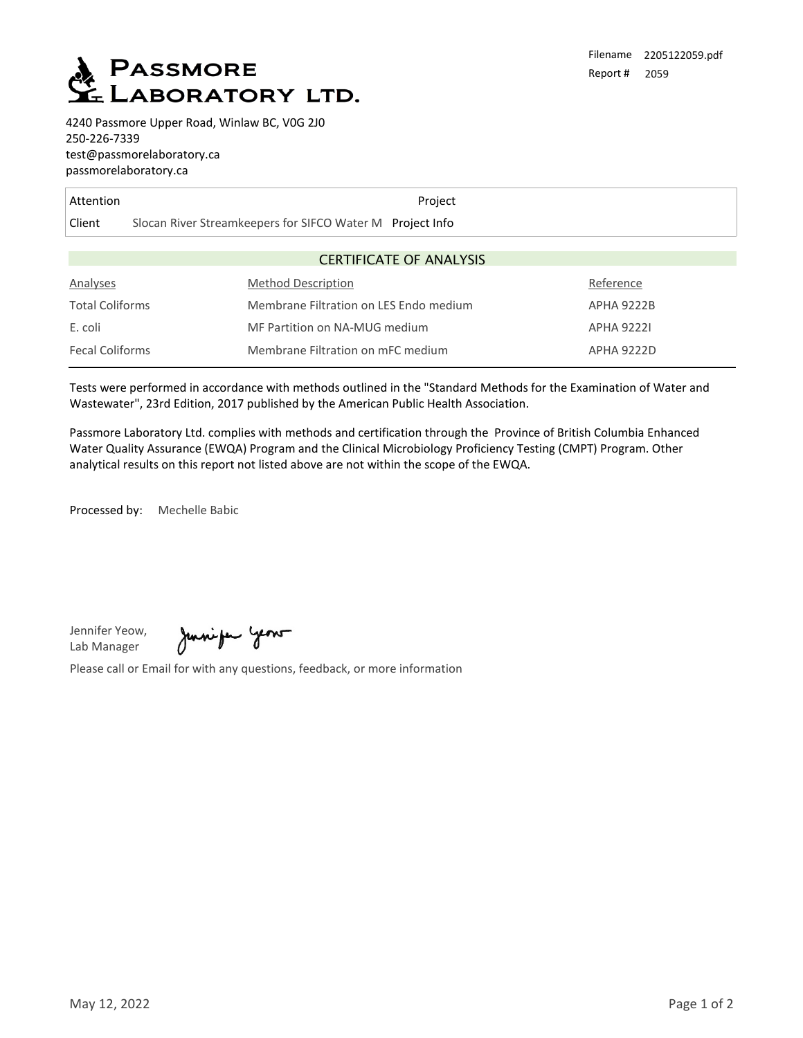# PASSMORE LABORATORY LTD.

Filename 2205122059.pdf
Report # 2059

4240 Passmore Upper Road, Winlaw BC, V0G 2J0
250-226-7339
test@passmorelaboratory.ca
passmorelaboratory.ca

| Attention | | Project | |
|---|---|---|---|
| Client | Slocan River Streamkeepers for SIFCO Water M | Project Info | |

## CERTIFICATE OF ANALYSIS

| Analyses | Method Description | Reference |
|---|---|---|
| Total Coliforms | Membrane Filtration on LES Endo medium | APHA 9222B |
| E. coli | MF Partition on NA-MUG medium | APHA 9222I |
| Fecal Coliforms | Membrane Filtration on mFC medium | APHA 9222D |

Tests were performed in accordance with methods outlined in the "Standard Methods for the Examination of Water and Wastewater", 23rd Edition, 2017 published by the American Public Health Association.

Passmore Laboratory Ltd. complies with methods and certification through the Province of British Columbia Enhanced Water Quality Assurance (EWQA) Program and the Clinical Microbiology Proficiency Testing (CMPT) Program. Other analytical results on this report not listed above are not within the scope of the EWQA.

Processed by: Mechelle Babic

Jennifer Yeow,
Lab Manager

Please call or Email for with any questions, feedback, or more information

May 12, 2022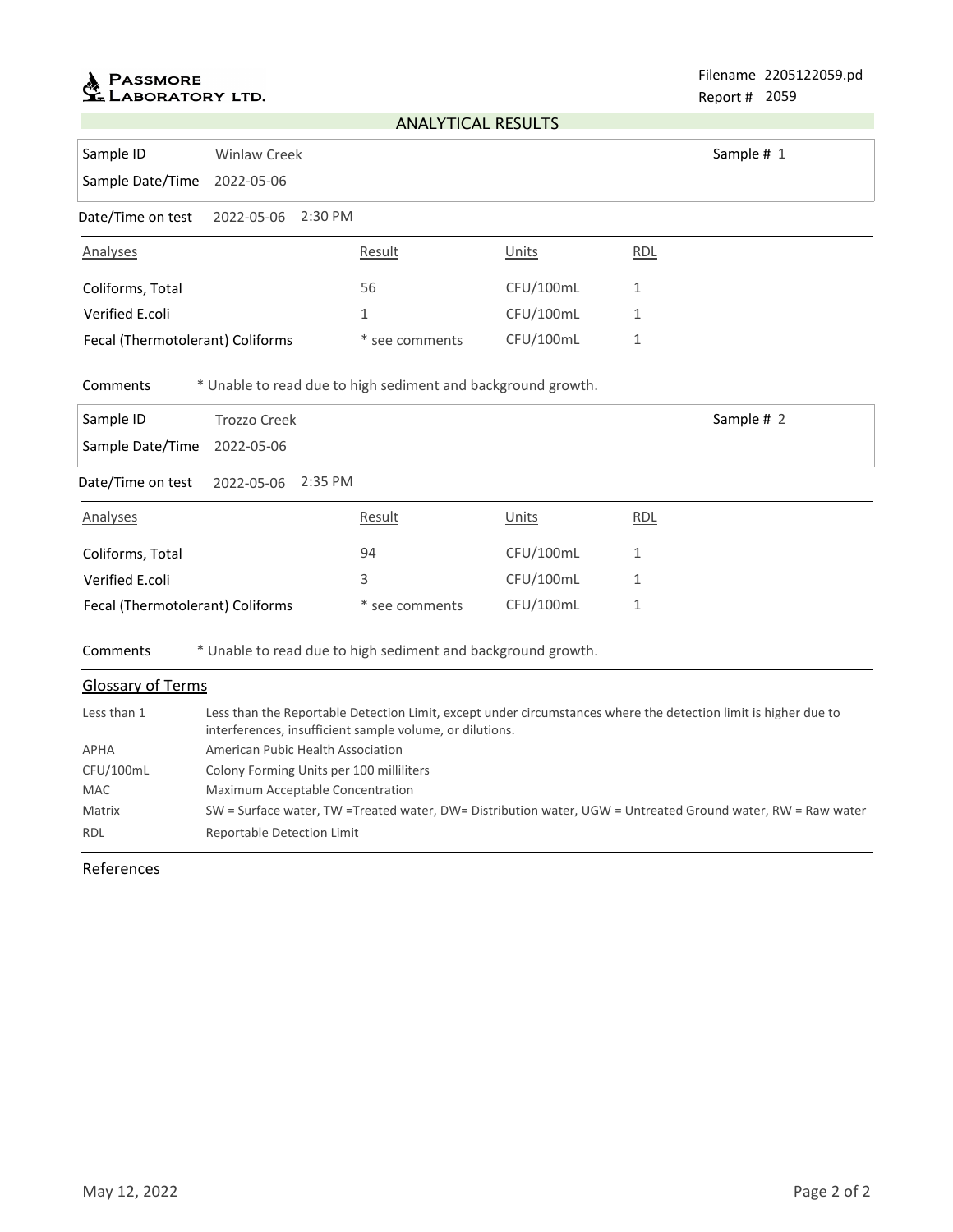**PASSMORE LABORATORY LTD.**

Filename 2205122059.pd
Report # 2059

## ANALYTICAL RESULTS

| | | | |
|---|---|---|---|
| Sample ID | Winlaw Creek | | Sample # 1 |
| Sample Date/Time | 2022-05-06 | | |

Date/Time on test 2022-05-06 2:30 PM

| Analyses | Result | Units | RDL |
|---|---|---|---|
| Coliforms, Total | 56 | CFU/100mL | 1 |
| Verified E.coli | 1 | CFU/100mL | 1 |
| Fecal (Thermotolerant) Coliforms | * see comments | CFU/100mL | 1 |

Comments * Unable to read due to high sediment and background growth.

| | | | |
|---|---|---|---|
| Sample ID | Trozzo Creek | | Sample # 2 |
| Sample Date/Time | 2022-05-06 | | |

Date/Time on test 2022-05-06 2:35 PM

| Analyses | Result | Units | RDL |
|---|---|---|---|
| Coliforms, Total | 94 | CFU/100mL | 1 |
| Verified E.coli | 3 | CFU/100mL | 1 |
| Fecal (Thermotolerant) Coliforms | * see comments | CFU/100mL | 1 |

Comments * Unable to read due to high sediment and background growth.

### Glossary of Terms

| | |
|---|---|
| Less than 1 | Less than the Reportable Detection Limit, except under circumstances where the detection limit is higher due to interferences, insufficient sample volume, or dilutions. |
| APHA | American Pubic Health Association |
| CFU/100mL | Colony Forming Units per 100 milliliters |
| MAC | Maximum Acceptable Concentration |
| Matrix | SW = Surface water, TW =Treated water, DW= Distribution water, UGW = Untreated Ground water, RW = Raw water |
| RDL | Reportable Detection Limit |

References

May 12, 2022